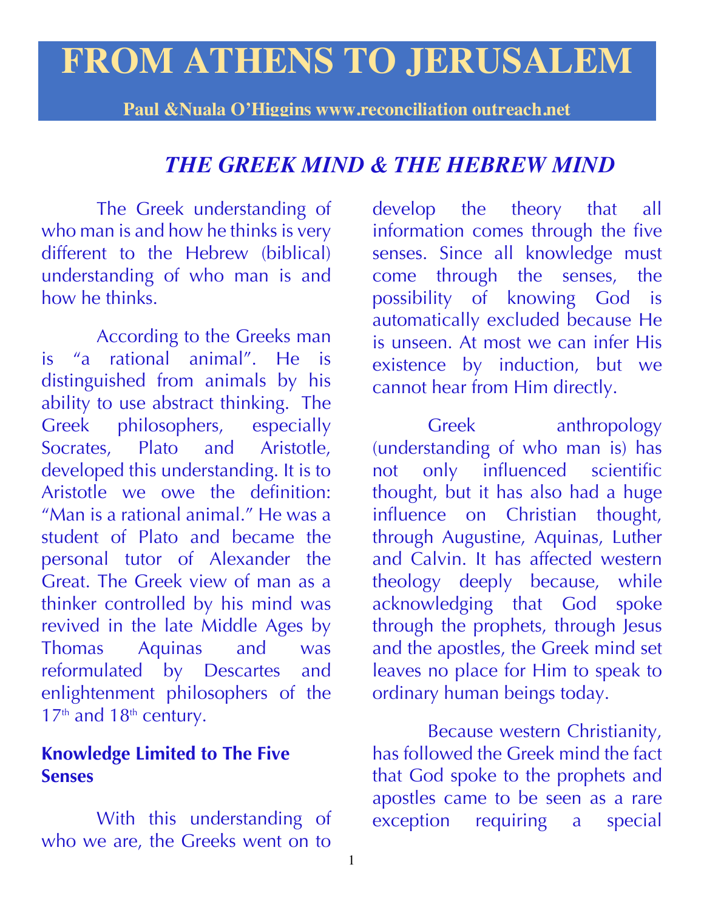# FROM ATHENS TO JERUSALEM

**Paul &Nuala O'Higgins www.reconciliation outreach.net**

## *THE GREEK MIND & THE HEBREW MIND*

The Greek understanding of who man is and how he thinks is very different to the Hebrew (biblical) understanding of who man is and how he thinks.

According to the Greeks man is "a rational animal". He is distinguished from animals by his ability to use abstract thinking. The Greek philosophers, especially Socrates, Plato and Aristotle, developed this understanding. It is to Aristotle we owe the definition: "Man is a rational animal." He was a student of Plato and became the personal tutor of Alexander the Great. The Greek view of man as a thinker controlled by his mind was revived in the late Middle Ages by Thomas Aquinas and was reformulated by Descartes and enlightenment philosophers of the 17th and 18th century.

### Knowledge Limited to The Five Senses

With this understanding of who we are, the Greeks went on to develop the theory that all information comes through the five senses. Since all knowledge must come through the senses, the possibility of knowing God is automatically excluded because He is unseen. At most we can infer His existence by induction, but we cannot hear from Him directly.

Greek anthropology (understanding of who man is) has not only influenced scientific thought, but it has also had a huge influence on Christian thought, through Augustine, Aquinas, Luther and Calvin. It has affected western theology deeply because, while acknowledging that God spoke through the prophets, through Jesus and the apostles, the Greek mind set leaves no place for Him to speak to ordinary human beings today.

Because western Christianity, has followed the Greek mind the fact that God spoke to the prophets and apostles came to be seen as a rare exception requiring a special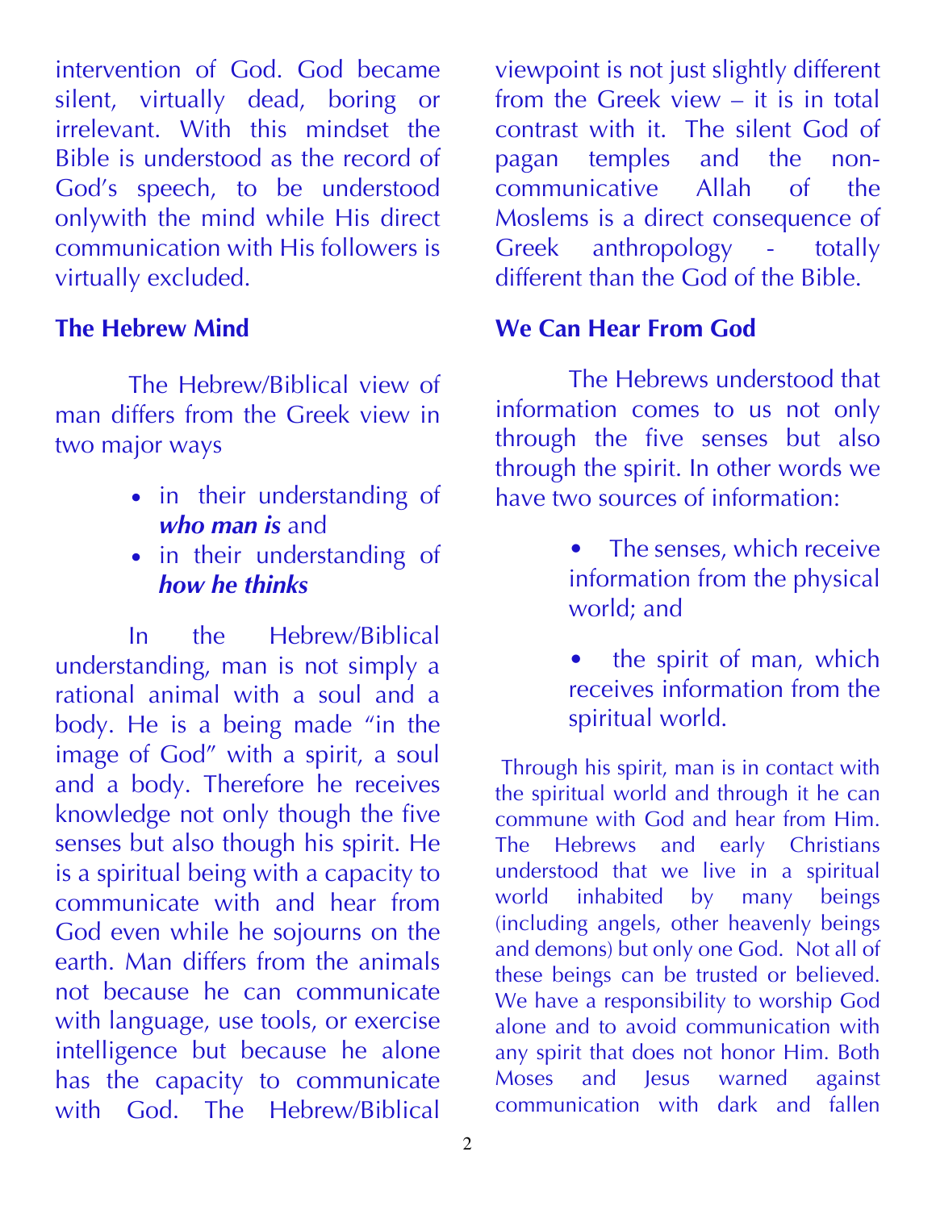intervention of God. God became silent, virtually dead, boring or irrelevant. With this mindset the Bible is understood as the record of God's speech, to be understood onlywith the mind while His direct communication with His followers is virtually excluded.

### The Hebrew Mind

The Hebrew/Biblical view of man differs from the Greek view in two major ways

- in their understanding of ***who man is*** and
- in their understanding of ***how he thinks***

In the Hebrew/Biblical understanding, man is not simply a rational animal with a soul and a body. He is a being made "in the image of God" with a spirit, a soul and a body. Therefore he receives knowledge not only though the five senses but also though his spirit. He is a spiritual being with a capacity to communicate with and hear from God even while he sojourns on the earth. Man differs from the animals not because he can communicate with language, use tools, or exercise intelligence but because he alone has the capacity to communicate with God. The Hebrew/Biblical viewpoint is not just slightly different from the Greek view – it is in total contrast with it. The silent God of pagan temples and the non-communicative Allah of the Moslems is a direct consequence of Greek anthropology - totally different than the God of the Bible.

### We Can Hear From God

The Hebrews understood that information comes to us not only through the five senses but also through the spirit. In other words we have two sources of information:

- The senses, which receive information from the physical world; and
- the spirit of man, which receives information from the spiritual world.

Through his spirit, man is in contact with the spiritual world and through it he can commune with God and hear from Him. The Hebrews and early Christians understood that we live in a spiritual world inhabited by many beings (including angels, other heavenly beings and demons) but only one God. Not all of these beings can be trusted or believed. We have a responsibility to worship God alone and to avoid communication with any spirit that does not honor Him. Both Moses and Jesus warned against communication with dark and fallen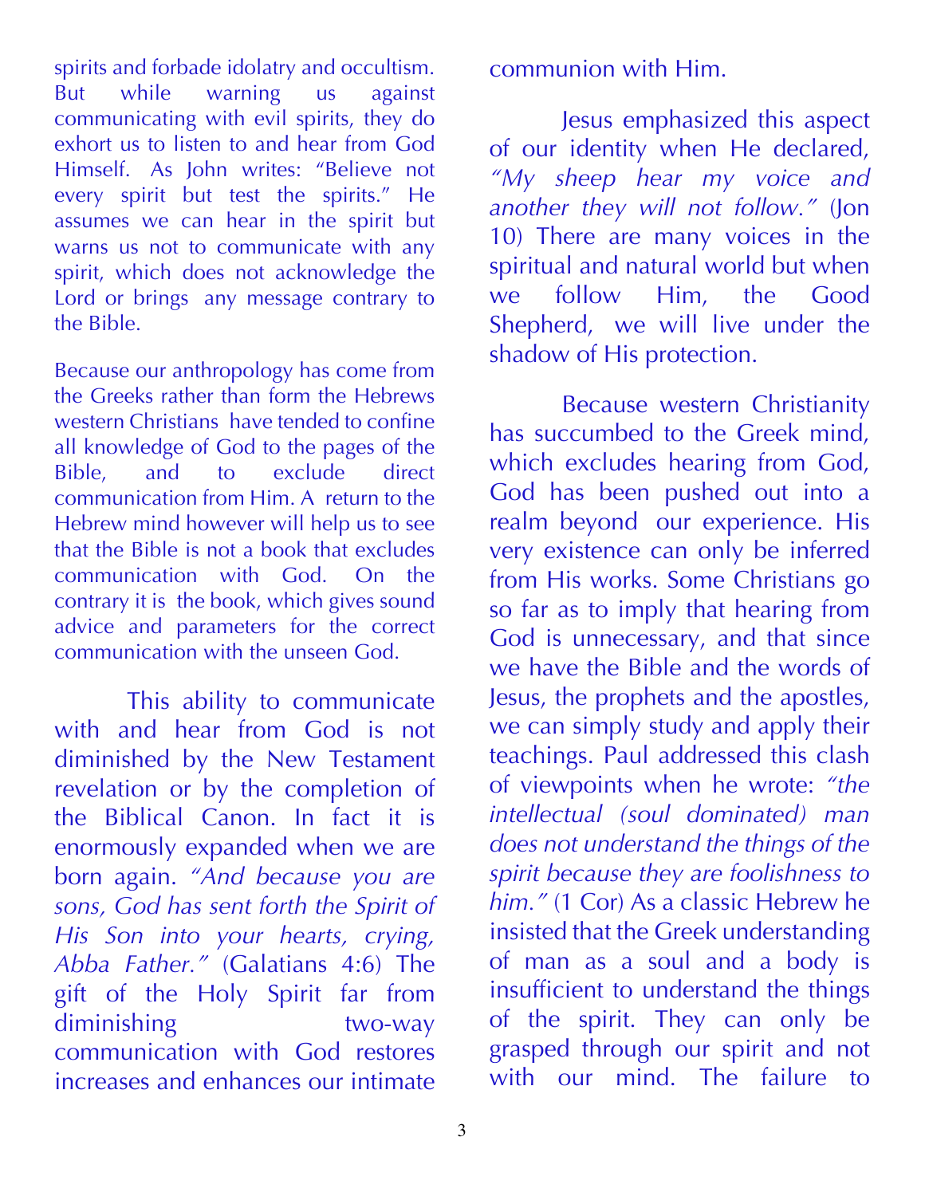spirits and forbade idolatry and occultism. But while warning us against communicating with evil spirits, they do exhort us to listen to and hear from God Himself. As John writes: "Believe not every spirit but test the spirits." He assumes we can hear in the spirit but warns us not to communicate with any spirit, which does not acknowledge the Lord or brings any message contrary to the Bible.

Because our anthropology has come from the Greeks rather than form the Hebrews western Christians have tended to confine all knowledge of God to the pages of the Bible, and to exclude direct communication from Him. A return to the Hebrew mind however will help us to see that the Bible is not a book that excludes communication with God. On the contrary it is the book, which gives sound advice and parameters for the correct communication with the unseen God.

This ability to communicate with and hear from God is not diminished by the New Testament revelation or by the completion of the Biblical Canon. In fact it is enormously expanded when we are born again. *"And because you are sons, God has sent forth the Spirit of His Son into your hearts, crying, Abba Father."* (Galatians 4:6) The gift of the Holy Spirit far from diminishing two-way communication with God restores increases and enhances our intimate communion with Him.

Jesus emphasized this aspect of our identity when He declared, *"My sheep hear my voice and another they will not follow."* (Jon 10) There are many voices in the spiritual and natural world but when we follow Him, the Good Shepherd, we will live under the shadow of His protection.

Because western Christianity has succumbed to the Greek mind, which excludes hearing from God, God has been pushed out into a realm beyond our experience. His very existence can only be inferred from His works. Some Christians go so far as to imply that hearing from God is unnecessary, and that since we have the Bible and the words of Jesus, the prophets and the apostles, we can simply study and apply their teachings. Paul addressed this clash of viewpoints when he wrote: *"the intellectual (soul dominated) man does not understand the things of the spirit because they are foolishness to him."* (1 Cor) As a classic Hebrew he insisted that the Greek understanding of man as a soul and a body is insufficient to understand the things of the spirit. They can only be grasped through our spirit and not with our mind. The failure to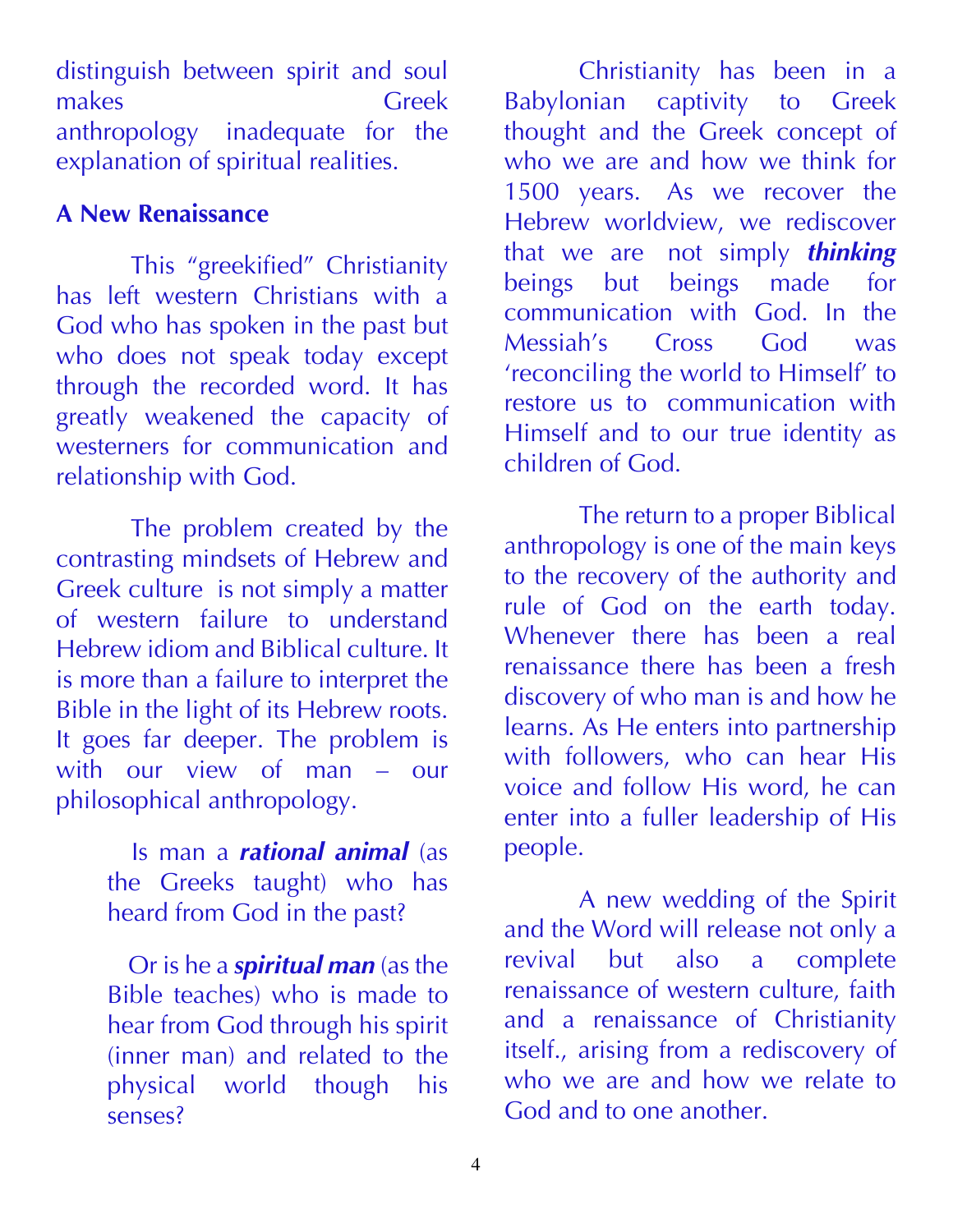distinguish between spirit and soul makes Greek anthropology inadequate for the explanation of spiritual realities.

**A New Renaissance**

This "greekified" Christianity has left western Christians with a God who has spoken in the past but who does not speak today except through the recorded word. It has greatly weakened the capacity of westerners for communication and relationship with God.

The problem created by the contrasting mindsets of Hebrew and Greek culture is not simply a matter of western failure to understand Hebrew idiom and Biblical culture. It is more than a failure to interpret the Bible in the light of its Hebrew roots. It goes far deeper. The problem is with our view of man – our philosophical anthropology.

> Is man a ***rational animal*** (as the Greeks taught) who has heard from God in the past?
>
> Or is he a ***spiritual man*** (as the Bible teaches) who is made to hear from God through his spirit (inner man) and related to the physical world though his senses?

Christianity has been in a Babylonian captivity to Greek thought and the Greek concept of who we are and how we think for 1500 years. As we recover the Hebrew worldview, we rediscover that we are not simply ***thinking*** beings but beings made for communication with God. In the Messiah's Cross God was 'reconciling the world to Himself' to restore us to communication with Himself and to our true identity as children of God.

The return to a proper Biblical anthropology is one of the main keys to the recovery of the authority and rule of God on the earth today. Whenever there has been a real renaissance there has been a fresh discovery of who man is and how he learns. As He enters into partnership with followers, who can hear His voice and follow His word, he can enter into a fuller leadership of His people.

A new wedding of the Spirit and the Word will release not only a revival but also a complete renaissance of western culture, faith and a renaissance of Christianity itself., arising from a rediscovery of who we are and how we relate to God and to one another.